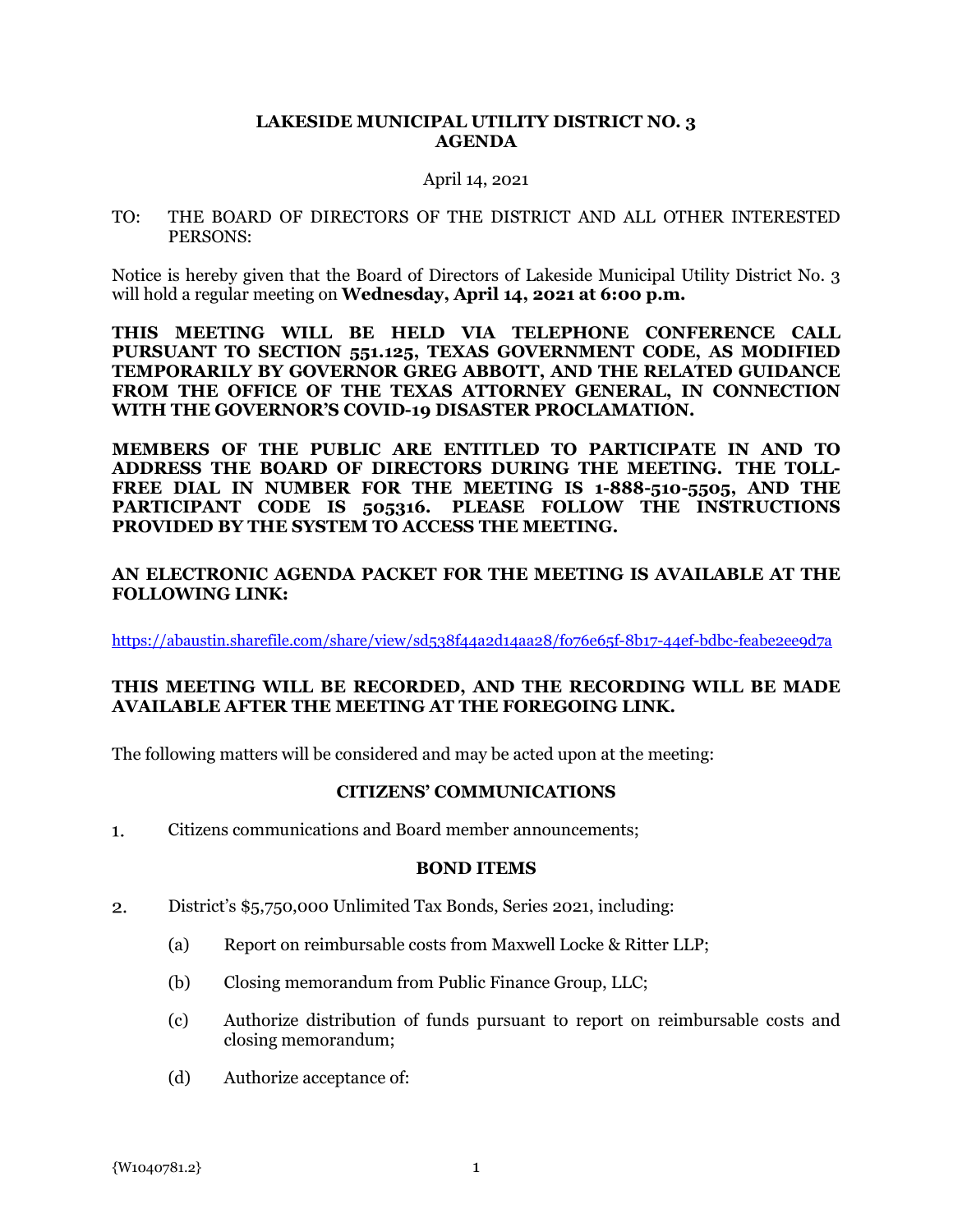# LAKESIDE MUNICIPAL UTILITY DISTRICT NO. 3
# AGENDA

April 14, 2021

TO: THE BOARD OF DIRECTORS OF THE DISTRICT AND ALL OTHER INTERESTED PERSONS:

Notice is hereby given that the Board of Directors of Lakeside Municipal Utility District No. 3 will hold a regular meeting on **Wednesday, April 14, 2021 at 6:00 p.m.**

**THIS MEETING WILL BE HELD VIA TELEPHONE CONFERENCE CALL PURSUANT TO SECTION 551.125, TEXAS GOVERNMENT CODE, AS MODIFIED TEMPORARILY BY GOVERNOR GREG ABBOTT, AND THE RELATED GUIDANCE FROM THE OFFICE OF THE TEXAS ATTORNEY GENERAL, IN CONNECTION WITH THE GOVERNOR'S COVID-19 DISASTER PROCLAMATION.**

**MEMBERS OF THE PUBLIC ARE ENTITLED TO PARTICIPATE IN AND TO ADDRESS THE BOARD OF DIRECTORS DURING THE MEETING. THE TOLL-FREE DIAL IN NUMBER FOR THE MEETING IS 1-888-510-5505, AND THE PARTICIPANT CODE IS 505316. PLEASE FOLLOW THE INSTRUCTIONS PROVIDED BY THE SYSTEM TO ACCESS THE MEETING.**

**AN ELECTRONIC AGENDA PACKET FOR THE MEETING IS AVAILABLE AT THE FOLLOWING LINK:**

https://abaustin.sharefile.com/share/view/sd538f44a2d14aa28/f076e65f-8b17-44ef-bdbc-feabe2ee9d7a

**THIS MEETING WILL BE RECORDED, AND THE RECORDING WILL BE MADE AVAILABLE AFTER THE MEETING AT THE FOREGOING LINK.**

The following matters will be considered and may be acted upon at the meeting:

## CITIZENS' COMMUNICATIONS

1. Citizens communications and Board member announcements;

## BOND ITEMS

2. District's $5,750,000 Unlimited Tax Bonds, Series 2021, including:

   (a) Report on reimbursable costs from Maxwell Locke & Ritter LLP;

   (b) Closing memorandum from Public Finance Group, LLC;

   (c) Authorize distribution of funds pursuant to report on reimbursable costs and closing memorandum;

   (d) Authorize acceptance of: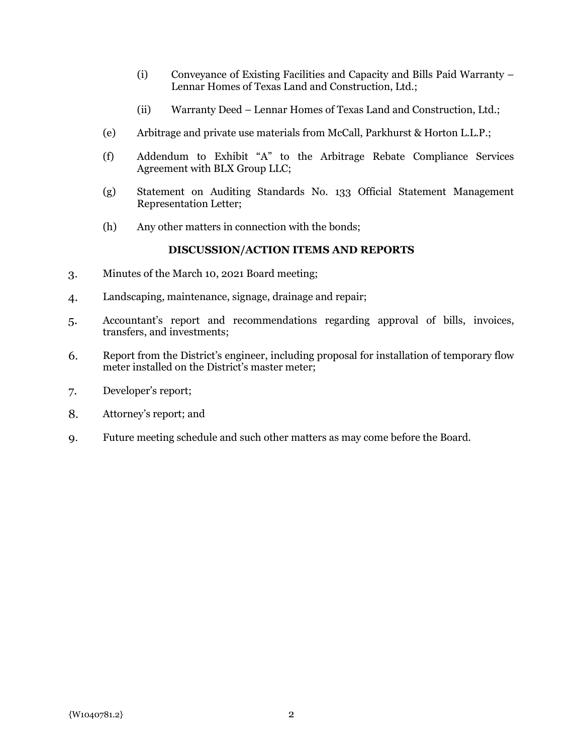(i) Conveyance of Existing Facilities and Capacity and Bills Paid Warranty – Lennar Homes of Texas Land and Construction, Ltd.;

(ii) Warranty Deed – Lennar Homes of Texas Land and Construction, Ltd.;

(e) Arbitrage and private use materials from McCall, Parkhurst & Horton L.L.P.;

(f) Addendum to Exhibit "A" to the Arbitrage Rebate Compliance Services Agreement with BLX Group LLC;

(g) Statement on Auditing Standards No. 133 Official Statement Management Representation Letter;

(h) Any other matters in connection with the bonds;

**DISCUSSION/ACTION ITEMS AND REPORTS**

3. Minutes of the March 10, 2021 Board meeting;

4. Landscaping, maintenance, signage, drainage and repair;

5. Accountant's report and recommendations regarding approval of bills, invoices, transfers, and investments;

6. Report from the District's engineer, including proposal for installation of temporary flow meter installed on the District's master meter;

7. Developer's report;

8. Attorney's report; and

9. Future meeting schedule and such other matters as may come before the Board.

{W1040781.2}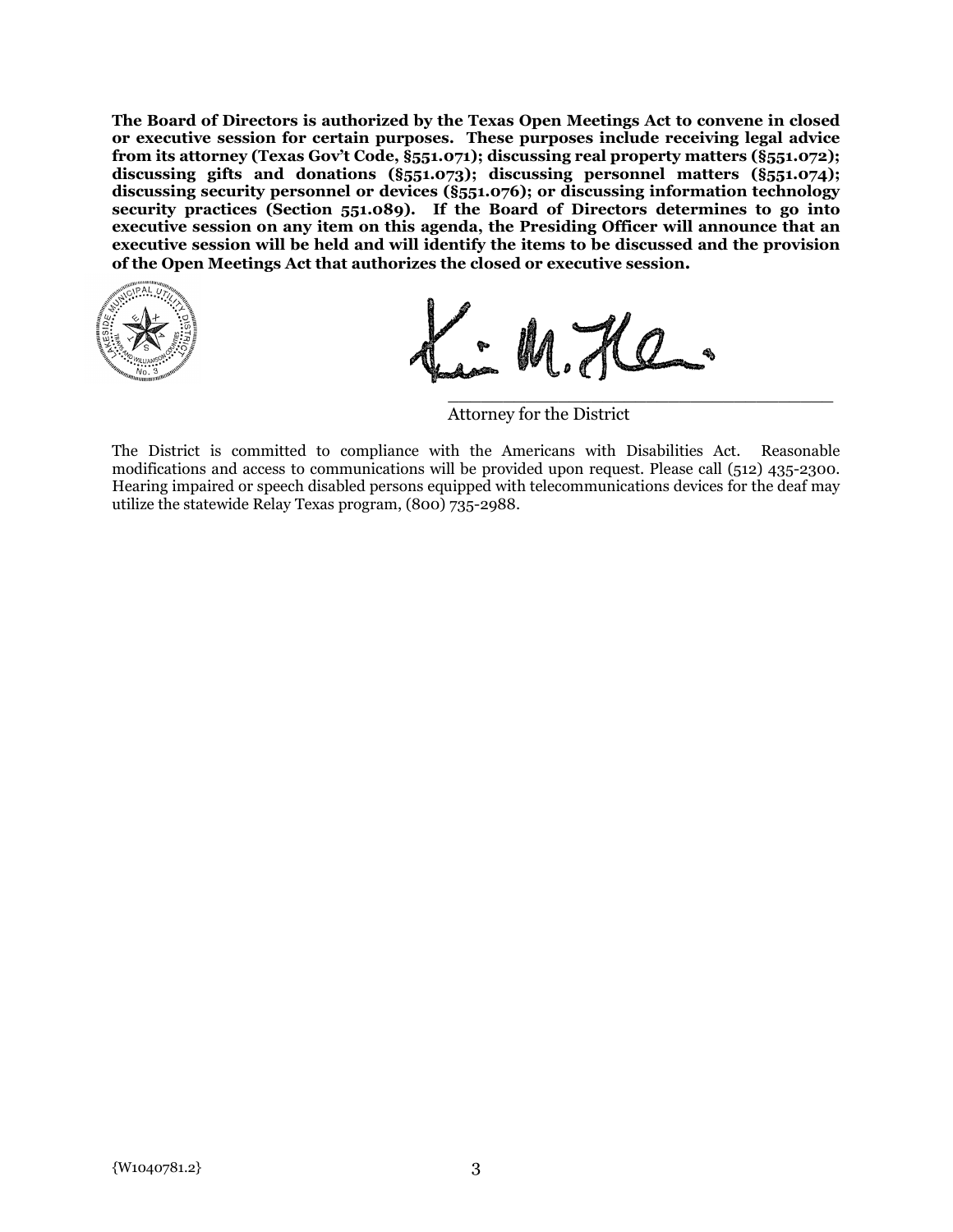**The Board of Directors is authorized by the Texas Open Meetings Act to convene in closed or executive session for certain purposes. These purposes include receiving legal advice from its attorney (Texas Gov't Code, §551.071); discussing real property matters (§551.072); discussing gifts and donations (§551.073); discussing personnel matters (§551.074); discussing security personnel or devices (§551.076); or discussing information technology security practices (Section 551.089). If the Board of Directors determines to go into executive session on any item on this agenda, the Presiding Officer will announce that an executive session will be held and will identify the items to be discussed and the provision of the Open Meetings Act that authorizes the closed or executive session.**

\_\_\_\_\_\_\_\_\_\_\_\_\_\_\_\_\_\_\_\_\_\_\_\_\_\_\_\_\_\_\_\_\_\_\_\_
Attorney for the District

The District is committed to compliance with the Americans with Disabilities Act. Reasonable modifications and access to communications will be provided upon request. Please call (512) 435-2300. Hearing impaired or speech disabled persons equipped with telecommunications devices for the deaf may utilize the statewide Relay Texas program, (800) 735-2988.

{W1040781.2}